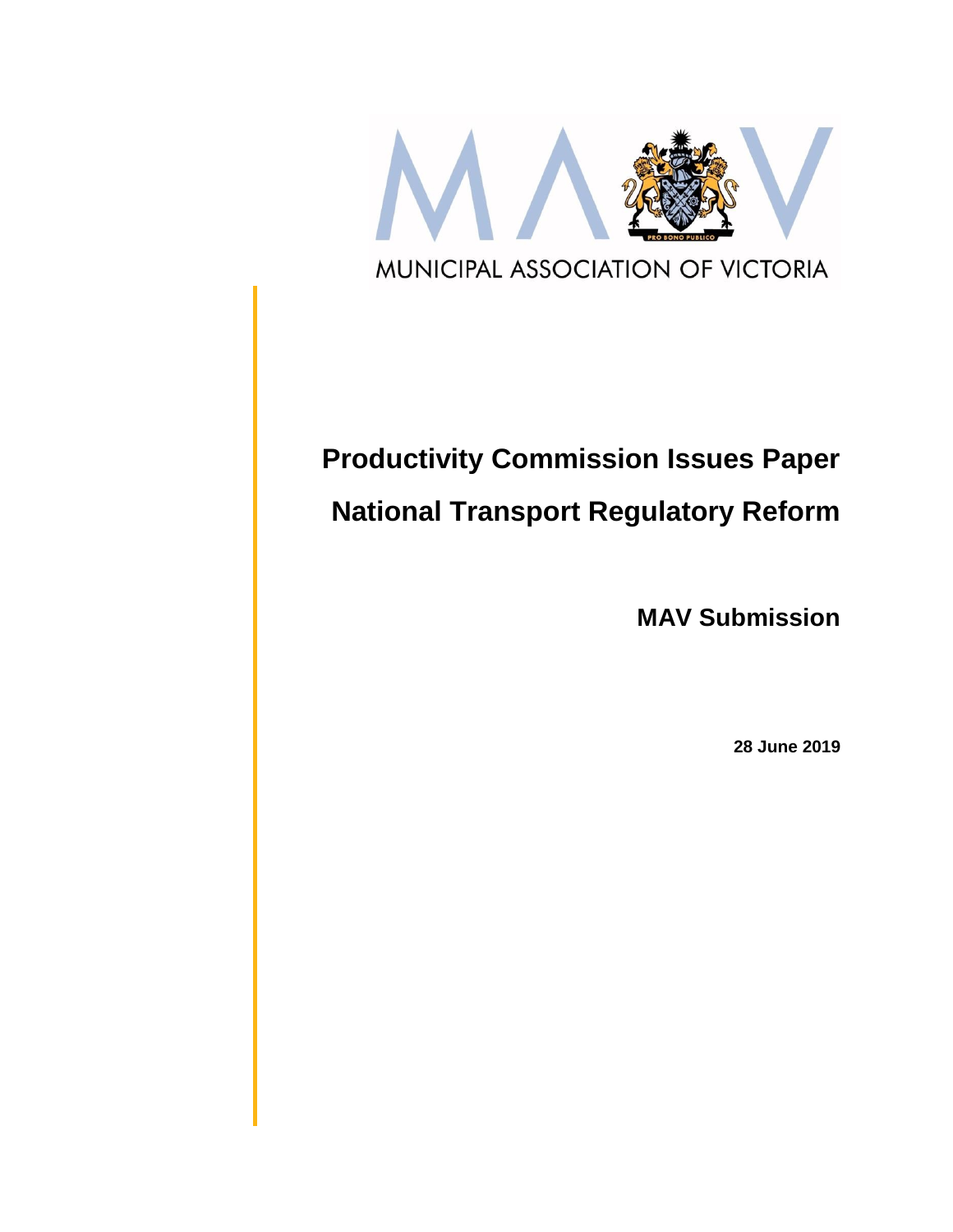MUNICIPAL ASSOCIATION OF VICTORIA

# Productivity Commission Issues Paper

# National Transport Regulatory Reform

## MAV Submission

**28 June 2019**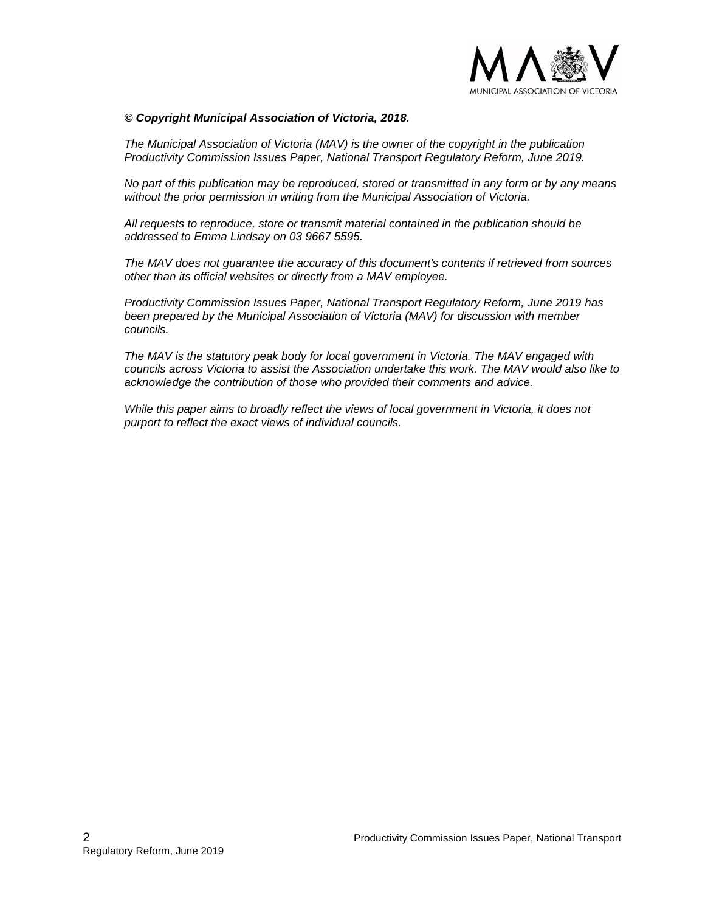***© Copyright Municipal Association of Victoria, 2018.***

*The Municipal Association of Victoria (MAV) is the owner of the copyright in the publication Productivity Commission Issues Paper, National Transport Regulatory Reform, June 2019.*

*No part of this publication may be reproduced, stored or transmitted in any form or by any means without the prior permission in writing from the Municipal Association of Victoria.*

*All requests to reproduce, store or transmit material contained in the publication should be addressed to Emma Lindsay on 03 9667 5595.*

*The MAV does not guarantee the accuracy of this document's contents if retrieved from sources other than its official websites or directly from a MAV employee.*

*Productivity Commission Issues Paper, National Transport Regulatory Reform, June 2019 has been prepared by the Municipal Association of Victoria (MAV) for discussion with member councils.*

*The MAV is the statutory peak body for local government in Victoria. The MAV engaged with councils across Victoria to assist the Association undertake this work. The MAV would also like to acknowledge the contribution of those who provided their comments and advice.*

*While this paper aims to broadly reflect the views of local government in Victoria, it does not purport to reflect the exact views of individual councils.*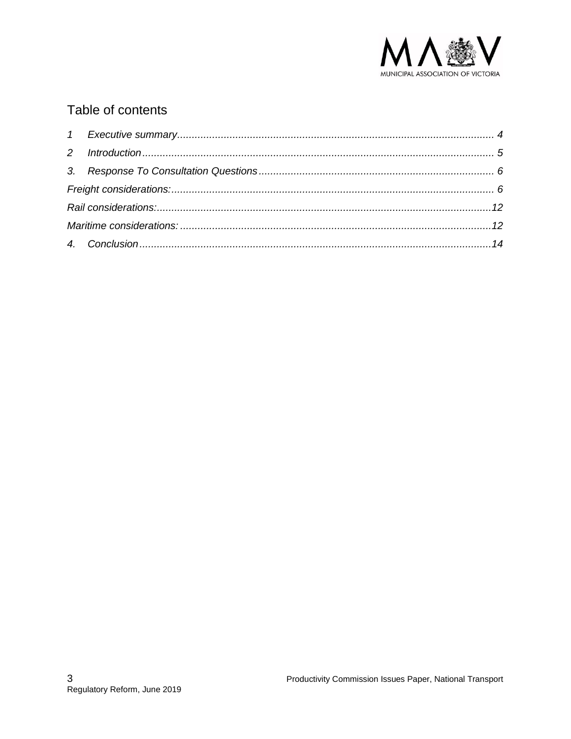## Table of contents

1 Executive summary ........ 4

2 Introduction ........ 5

3. Response To Consultation Questions ........ 6

Freight considerations: ........ 6

Rail considerations: ........ 12

Maritime considerations: ........ 12

4. Conclusion ........ 14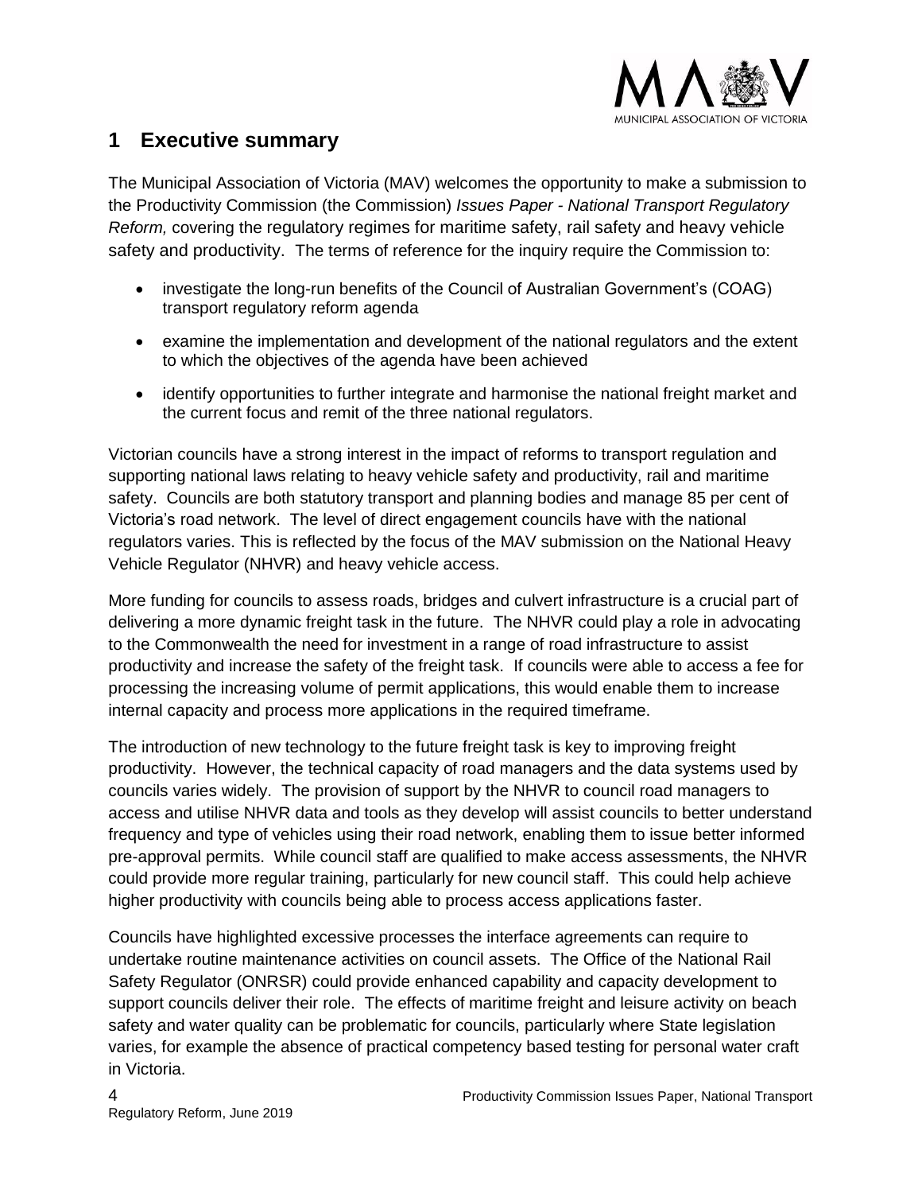## 1 Executive summary

The Municipal Association of Victoria (MAV) welcomes the opportunity to make a submission to the Productivity Commission (the Commission) *Issues Paper - National Transport Regulatory Reform,* covering the regulatory regimes for maritime safety, rail safety and heavy vehicle safety and productivity. The terms of reference for the inquiry require the Commission to:

- investigate the long-run benefits of the Council of Australian Government's (COAG) transport regulatory reform agenda
- examine the implementation and development of the national regulators and the extent to which the objectives of the agenda have been achieved
- identify opportunities to further integrate and harmonise the national freight market and the current focus and remit of the three national regulators.

Victorian councils have a strong interest in the impact of reforms to transport regulation and supporting national laws relating to heavy vehicle safety and productivity, rail and maritime safety. Councils are both statutory transport and planning bodies and manage 85 per cent of Victoria's road network. The level of direct engagement councils have with the national regulators varies. This is reflected by the focus of the MAV submission on the National Heavy Vehicle Regulator (NHVR) and heavy vehicle access.

More funding for councils to assess roads, bridges and culvert infrastructure is a crucial part of delivering a more dynamic freight task in the future. The NHVR could play a role in advocating to the Commonwealth the need for investment in a range of road infrastructure to assist productivity and increase the safety of the freight task. If councils were able to access a fee for processing the increasing volume of permit applications, this would enable them to increase internal capacity and process more applications in the required timeframe.

The introduction of new technology to the future freight task is key to improving freight productivity. However, the technical capacity of road managers and the data systems used by councils varies widely. The provision of support by the NHVR to council road managers to access and utilise NHVR data and tools as they develop will assist councils to better understand frequency and type of vehicles using their road network, enabling them to issue better informed pre-approval permits. While council staff are qualified to make access assessments, the NHVR could provide more regular training, particularly for new council staff. This could help achieve higher productivity with councils being able to process access applications faster.

Councils have highlighted excessive processes the interface agreements can require to undertake routine maintenance activities on council assets. The Office of the National Rail Safety Regulator (ONRSR) could provide enhanced capability and capacity development to support councils deliver their role. The effects of maritime freight and leisure activity on beach safety and water quality can be problematic for councils, particularly where State legislation varies, for example the absence of practical competency based testing for personal water craft in Victoria.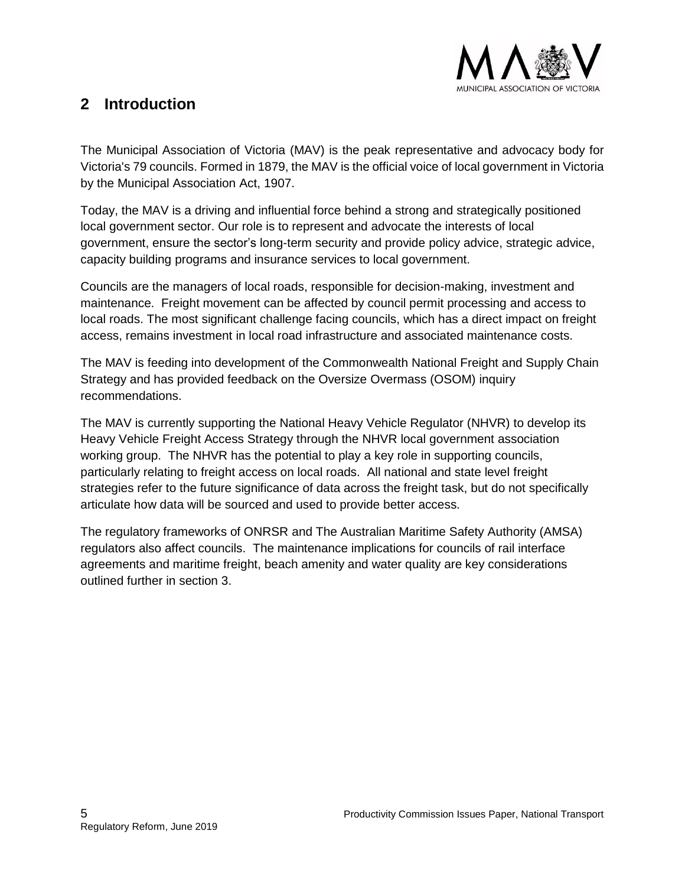## 2 Introduction

The Municipal Association of Victoria (MAV) is the peak representative and advocacy body for Victoria's 79 councils. Formed in 1879, the MAV is the official voice of local government in Victoria by the Municipal Association Act, 1907.

Today, the MAV is a driving and influential force behind a strong and strategically positioned local government sector. Our role is to represent and advocate the interests of local government, ensure the sector's long-term security and provide policy advice, strategic advice, capacity building programs and insurance services to local government.

Councils are the managers of local roads, responsible for decision-making, investment and maintenance. Freight movement can be affected by council permit processing and access to local roads. The most significant challenge facing councils, which has a direct impact on freight access, remains investment in local road infrastructure and associated maintenance costs.

The MAV is feeding into development of the Commonwealth National Freight and Supply Chain Strategy and has provided feedback on the Oversize Overmass (OSOM) inquiry recommendations.

The MAV is currently supporting the National Heavy Vehicle Regulator (NHVR) to develop its Heavy Vehicle Freight Access Strategy through the NHVR local government association working group. The NHVR has the potential to play a key role in supporting councils, particularly relating to freight access on local roads. All national and state level freight strategies refer to the future significance of data across the freight task, but do not specifically articulate how data will be sourced and used to provide better access.

The regulatory frameworks of ONRSR and The Australian Maritime Safety Authority (AMSA) regulators also affect councils. The maintenance implications for councils of rail interface agreements and maritime freight, beach amenity and water quality are key considerations outlined further in section 3.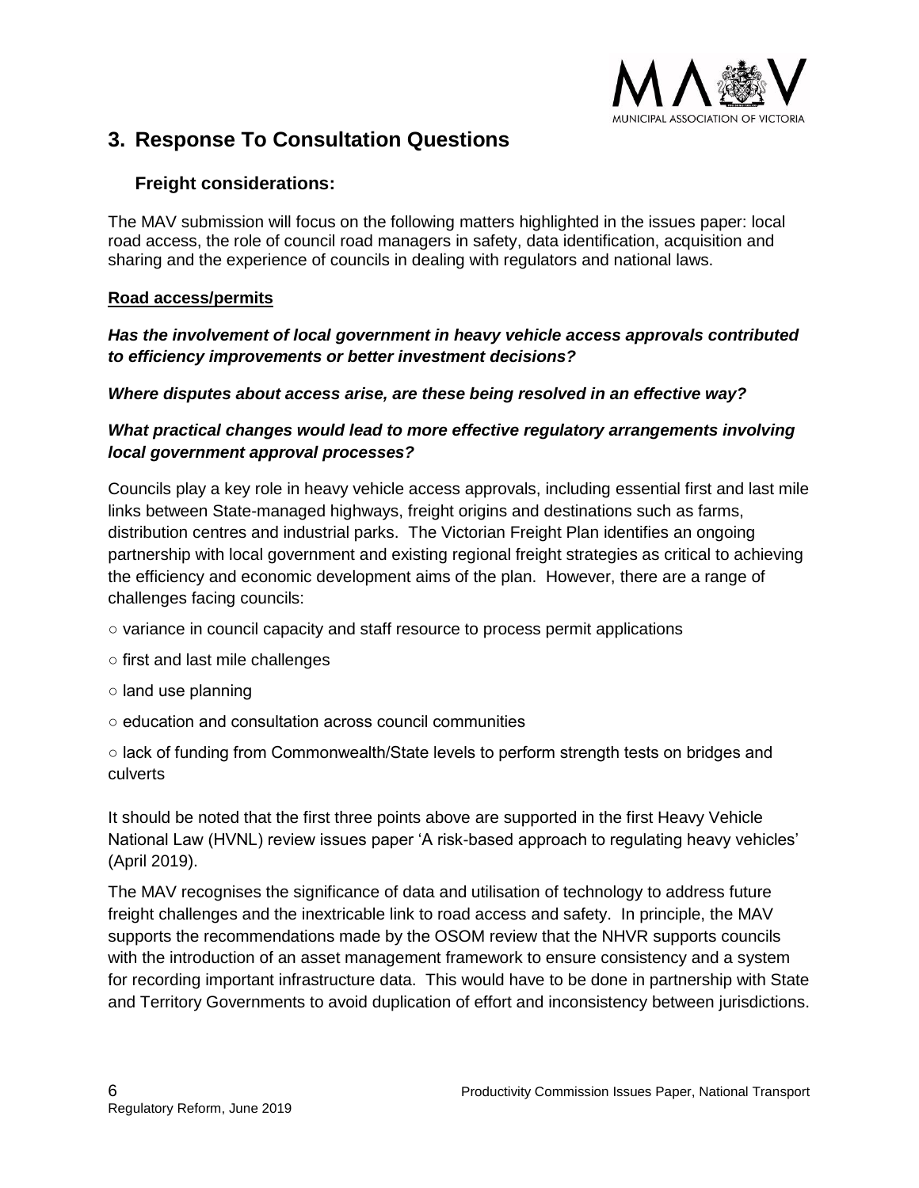## 3. Response To Consultation Questions

### Freight considerations:

The MAV submission will focus on the following matters highlighted in the issues paper: local road access, the role of council road managers in safety, data identification, acquisition and sharing and the experience of councils in dealing with regulators and national laws.

**Road access/permits**

***Has the involvement of local government in heavy vehicle access approvals contributed to efficiency improvements or better investment decisions?***

***Where disputes about access arise, are these being resolved in an effective way?***

***What practical changes would lead to more effective regulatory arrangements involving local government approval processes?***

Councils play a key role in heavy vehicle access approvals, including essential first and last mile links between State-managed highways, freight origins and destinations such as farms, distribution centres and industrial parks. The Victorian Freight Plan identifies an ongoing partnership with local government and existing regional freight strategies as critical to achieving the efficiency and economic development aims of the plan. However, there are a range of challenges facing councils:

- variance in council capacity and staff resource to process permit applications
- first and last mile challenges
- land use planning
- education and consultation across council communities
- lack of funding from Commonwealth/State levels to perform strength tests on bridges and culverts

It should be noted that the first three points above are supported in the first Heavy Vehicle National Law (HVNL) review issues paper 'A risk-based approach to regulating heavy vehicles' (April 2019).

The MAV recognises the significance of data and utilisation of technology to address future freight challenges and the inextricable link to road access and safety. In principle, the MAV supports the recommendations made by the OSOM review that the NHVR supports councils with the introduction of an asset management framework to ensure consistency and a system for recording important infrastructure data. This would have to be done in partnership with State and Territory Governments to avoid duplication of effort and inconsistency between jurisdictions.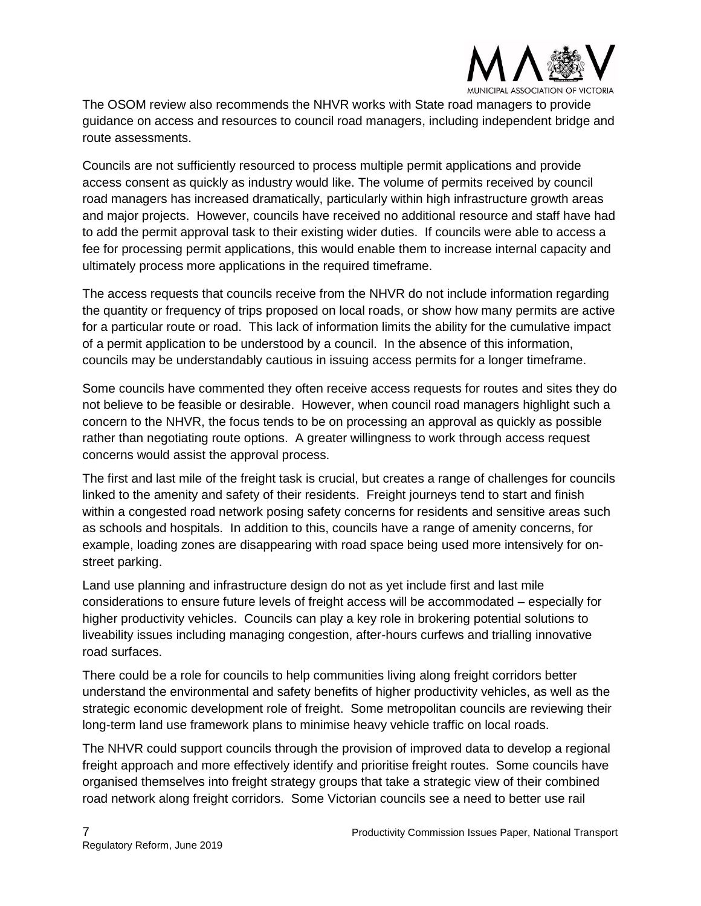The OSOM review also recommends the NHVR works with State road managers to provide guidance on access and resources to council road managers, including independent bridge and route assessments.

Councils are not sufficiently resourced to process multiple permit applications and provide access consent as quickly as industry would like. The volume of permits received by council road managers has increased dramatically, particularly within high infrastructure growth areas and major projects. However, councils have received no additional resource and staff have had to add the permit approval task to their existing wider duties. If councils were able to access a fee for processing permit applications, this would enable them to increase internal capacity and ultimately process more applications in the required timeframe.

The access requests that councils receive from the NHVR do not include information regarding the quantity or frequency of trips proposed on local roads, or show how many permits are active for a particular route or road. This lack of information limits the ability for the cumulative impact of a permit application to be understood by a council. In the absence of this information, councils may be understandably cautious in issuing access permits for a longer timeframe.

Some councils have commented they often receive access requests for routes and sites they do not believe to be feasible or desirable. However, when council road managers highlight such a concern to the NHVR, the focus tends to be on processing an approval as quickly as possible rather than negotiating route options. A greater willingness to work through access request concerns would assist the approval process.

The first and last mile of the freight task is crucial, but creates a range of challenges for councils linked to the amenity and safety of their residents. Freight journeys tend to start and finish within a congested road network posing safety concerns for residents and sensitive areas such as schools and hospitals. In addition to this, councils have a range of amenity concerns, for example, loading zones are disappearing with road space being used more intensively for on-street parking.

Land use planning and infrastructure design do not as yet include first and last mile considerations to ensure future levels of freight access will be accommodated – especially for higher productivity vehicles. Councils can play a key role in brokering potential solutions to liveability issues including managing congestion, after-hours curfews and trialling innovative road surfaces.

There could be a role for councils to help communities living along freight corridors better understand the environmental and safety benefits of higher productivity vehicles, as well as the strategic economic development role of freight. Some metropolitan councils are reviewing their long-term land use framework plans to minimise heavy vehicle traffic on local roads.

The NHVR could support councils through the provision of improved data to develop a regional freight approach and more effectively identify and prioritise freight routes. Some councils have organised themselves into freight strategy groups that take a strategic view of their combined road network along freight corridors. Some Victorian councils see a need to better use rail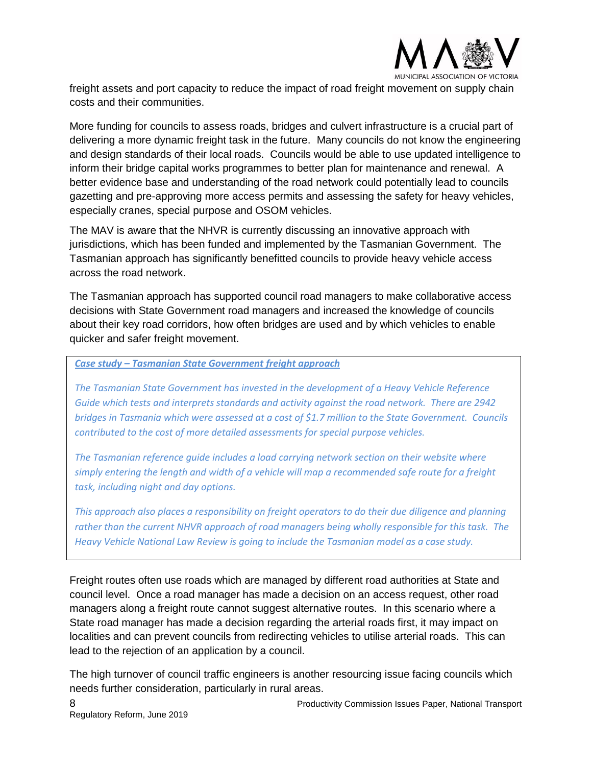freight assets and port capacity to reduce the impact of road freight movement on supply chain costs and their communities.

More funding for councils to assess roads, bridges and culvert infrastructure is a crucial part of delivering a more dynamic freight task in the future. Many councils do not know the engineering and design standards of their local roads. Councils would be able to use updated intelligence to inform their bridge capital works programmes to better plan for maintenance and renewal. A better evidence base and understanding of the road network could potentially lead to councils gazetting and pre-approving more access permits and assessing the safety for heavy vehicles, especially cranes, special purpose and OSOM vehicles.

The MAV is aware that the NHVR is currently discussing an innovative approach with jurisdictions, which has been funded and implemented by the Tasmanian Government. The Tasmanian approach has significantly benefitted councils to provide heavy vehicle access across the road network.

The Tasmanian approach has supported council road managers to make collaborative access decisions with State Government road managers and increased the knowledge of councils about their key road corridors, how often bridges are used and by which vehicles to enable quicker and safer freight movement.

> ***Case study – Tasmanian State Government freight approach***
>
> *The Tasmanian State Government has invested in the development of a Heavy Vehicle Reference Guide which tests and interprets standards and activity against the road network. There are 2942 bridges in Tasmania which were assessed at a cost of $1.7 million to the State Government. Councils contributed to the cost of more detailed assessments for special purpose vehicles.*
>
> *The Tasmanian reference guide includes a load carrying network section on their website where simply entering the length and width of a vehicle will map a recommended safe route for a freight task, including night and day options.*
>
> *This approach also places a responsibility on freight operators to do their due diligence and planning rather than the current NHVR approach of road managers being wholly responsible for this task. The Heavy Vehicle National Law Review is going to include the Tasmanian model as a case study.*

Freight routes often use roads which are managed by different road authorities at State and council level. Once a road manager has made a decision on an access request, other road managers along a freight route cannot suggest alternative routes. In this scenario where a State road manager has made a decision regarding the arterial roads first, it may impact on localities and can prevent councils from redirecting vehicles to utilise arterial roads. This can lead to the rejection of an application by a council.

The high turnover of council traffic engineers is another resourcing issue facing councils which needs further consideration, particularly in rural areas.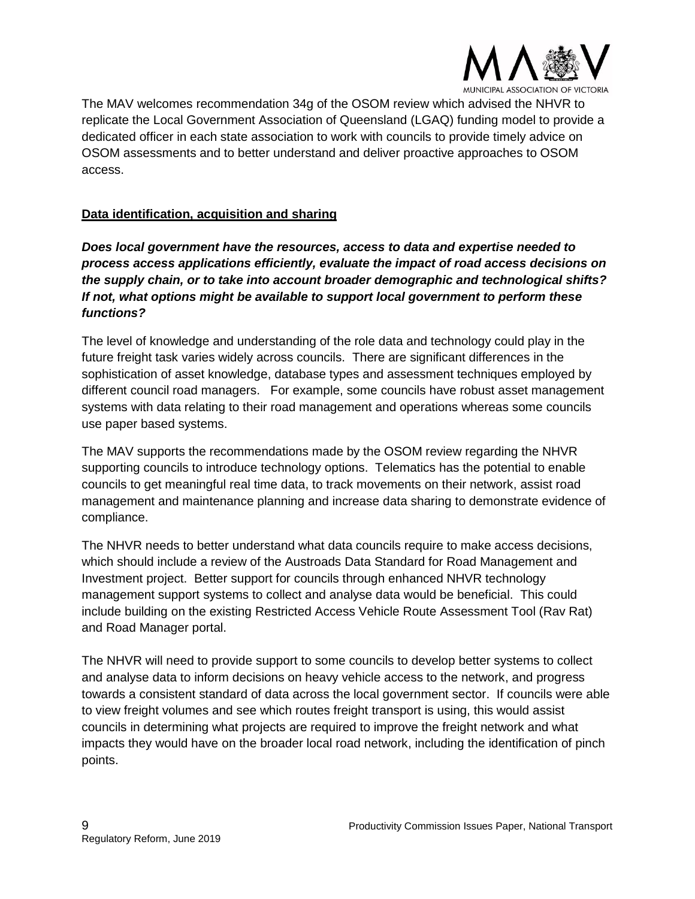The MAV welcomes recommendation 34g of the OSOM review which advised the NHVR to replicate the Local Government Association of Queensland (LGAQ) funding model to provide a dedicated officer in each state association to work with councils to provide timely advice on OSOM assessments and to better understand and deliver proactive approaches to OSOM access.

**Data identification, acquisition and sharing**

***Does local government have the resources, access to data and expertise needed to process access applications efficiently, evaluate the impact of road access decisions on the supply chain, or to take into account broader demographic and technological shifts? If not, what options might be available to support local government to perform these functions?***

The level of knowledge and understanding of the role data and technology could play in the future freight task varies widely across councils. There are significant differences in the sophistication of asset knowledge, database types and assessment techniques employed by different council road managers. For example, some councils have robust asset management systems with data relating to their road management and operations whereas some councils use paper based systems.

The MAV supports the recommendations made by the OSOM review regarding the NHVR supporting councils to introduce technology options. Telematics has the potential to enable councils to get meaningful real time data, to track movements on their network, assist road management and maintenance planning and increase data sharing to demonstrate evidence of compliance.

The NHVR needs to better understand what data councils require to make access decisions, which should include a review of the Austroads Data Standard for Road Management and Investment project. Better support for councils through enhanced NHVR technology management support systems to collect and analyse data would be beneficial. This could include building on the existing Restricted Access Vehicle Route Assessment Tool (Rav Rat) and Road Manager portal.

The NHVR will need to provide support to some councils to develop better systems to collect and analyse data to inform decisions on heavy vehicle access to the network, and progress towards a consistent standard of data across the local government sector. If councils were able to view freight volumes and see which routes freight transport is using, this would assist councils in determining what projects are required to improve the freight network and what impacts they would have on the broader local road network, including the identification of pinch points.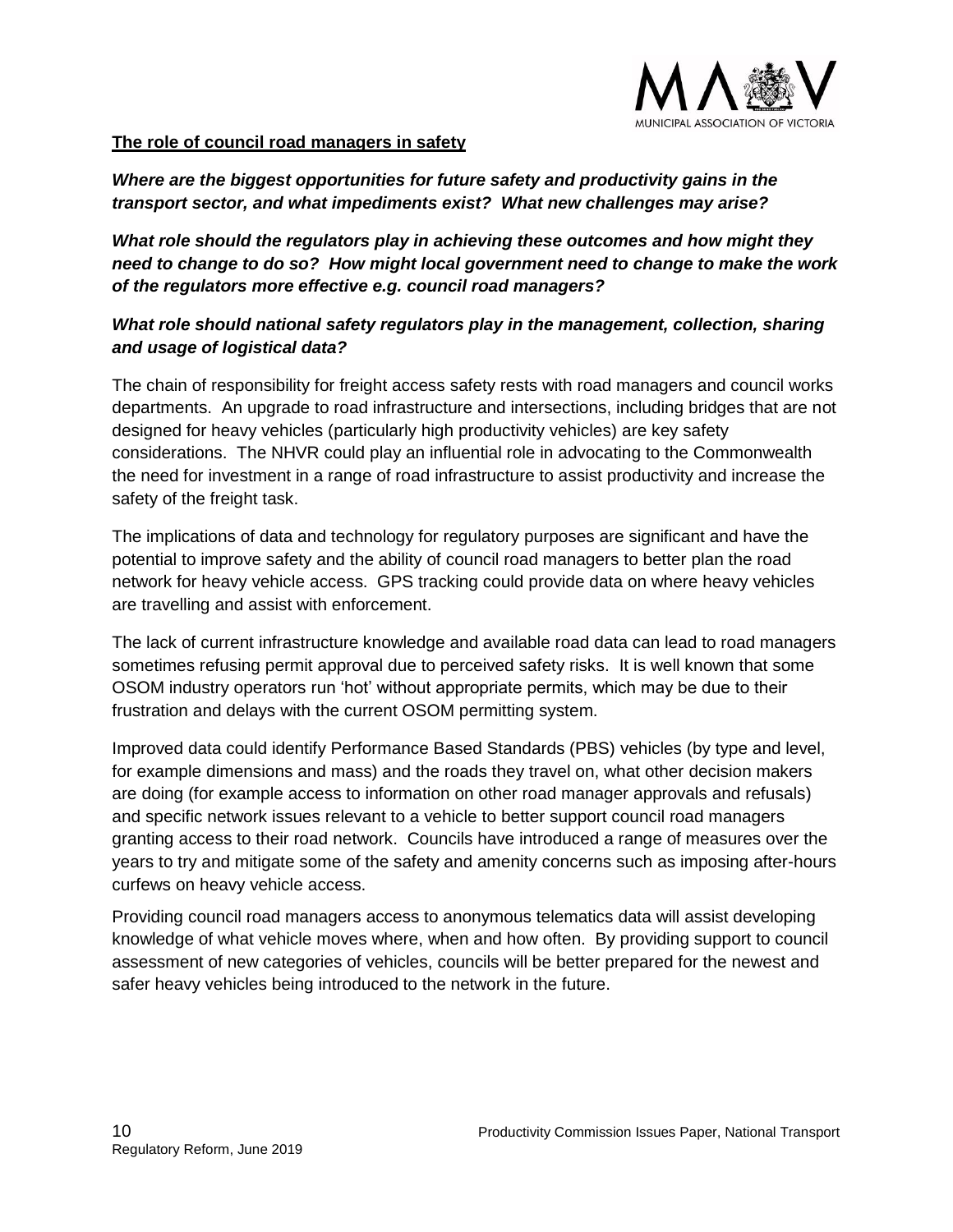**The role of council road managers in safety**

***Where are the biggest opportunities for future safety and productivity gains in the transport sector, and what impediments exist? What new challenges may arise?***

***What role should the regulators play in achieving these outcomes and how might they need to change to do so? How might local government need to change to make the work of the regulators more effective e.g. council road managers?***

***What role should national safety regulators play in the management, collection, sharing and usage of logistical data?***

The chain of responsibility for freight access safety rests with road managers and council works departments. An upgrade to road infrastructure and intersections, including bridges that are not designed for heavy vehicles (particularly high productivity vehicles) are key safety considerations. The NHVR could play an influential role in advocating to the Commonwealth the need for investment in a range of road infrastructure to assist productivity and increase the safety of the freight task.

The implications of data and technology for regulatory purposes are significant and have the potential to improve safety and the ability of council road managers to better plan the road network for heavy vehicle access. GPS tracking could provide data on where heavy vehicles are travelling and assist with enforcement.

The lack of current infrastructure knowledge and available road data can lead to road managers sometimes refusing permit approval due to perceived safety risks. It is well known that some OSOM industry operators run 'hot' without appropriate permits, which may be due to their frustration and delays with the current OSOM permitting system.

Improved data could identify Performance Based Standards (PBS) vehicles (by type and level, for example dimensions and mass) and the roads they travel on, what other decision makers are doing (for example access to information on other road manager approvals and refusals) and specific network issues relevant to a vehicle to better support council road managers granting access to their road network. Councils have introduced a range of measures over the years to try and mitigate some of the safety and amenity concerns such as imposing after-hours curfews on heavy vehicle access.

Providing council road managers access to anonymous telematics data will assist developing knowledge of what vehicle moves where, when and how often. By providing support to council assessment of new categories of vehicles, councils will be better prepared for the newest and safer heavy vehicles being introduced to the network in the future.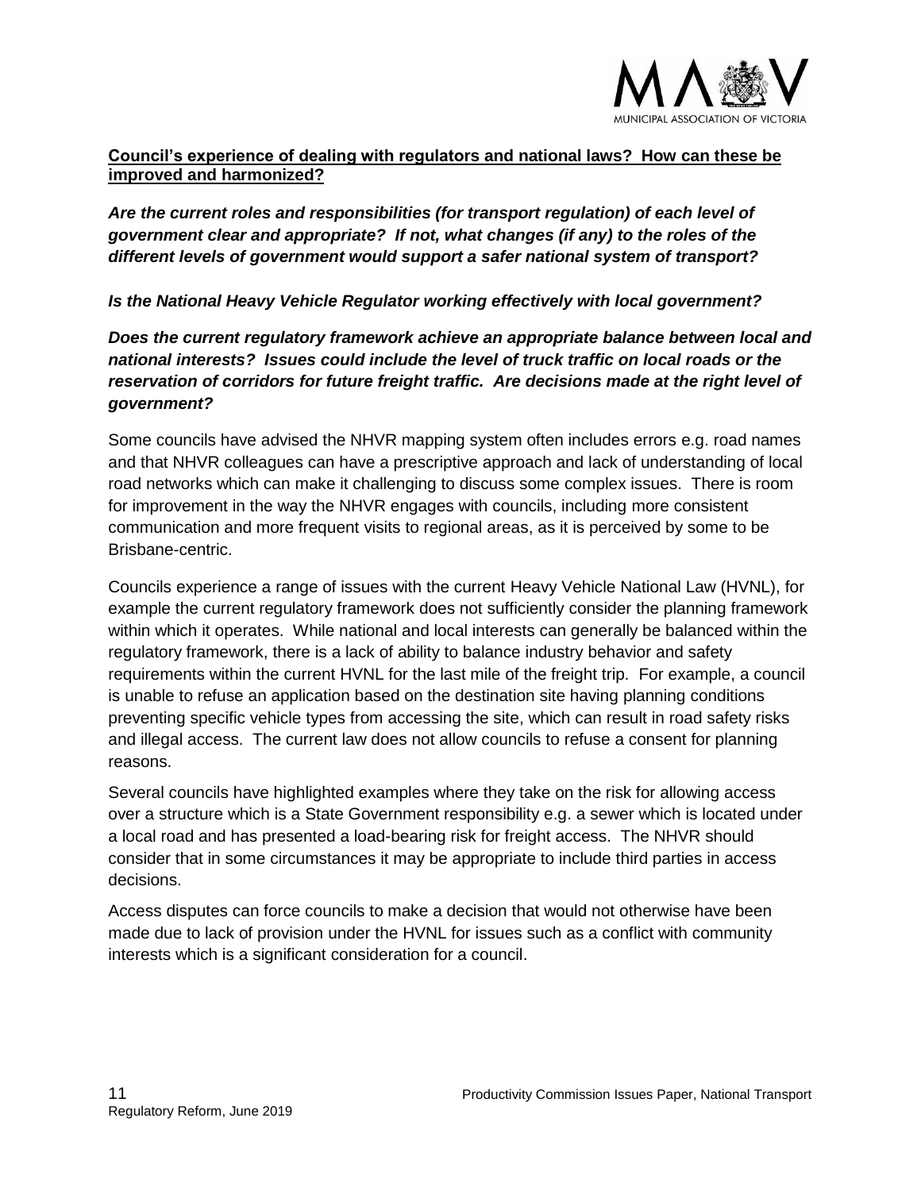**Council's experience of dealing with regulators and national laws? How can these be improved and harmonized?**

***Are the current roles and responsibilities (for transport regulation) of each level of government clear and appropriate? If not, what changes (if any) to the roles of the different levels of government would support a safer national system of transport?***

***Is the National Heavy Vehicle Regulator working effectively with local government?***

***Does the current regulatory framework achieve an appropriate balance between local and national interests? Issues could include the level of truck traffic on local roads or the reservation of corridors for future freight traffic. Are decisions made at the right level of government?***

Some councils have advised the NHVR mapping system often includes errors e.g. road names and that NHVR colleagues can have a prescriptive approach and lack of understanding of local road networks which can make it challenging to discuss some complex issues. There is room for improvement in the way the NHVR engages with councils, including more consistent communication and more frequent visits to regional areas, as it is perceived by some to be Brisbane-centric.

Councils experience a range of issues with the current Heavy Vehicle National Law (HVNL), for example the current regulatory framework does not sufficiently consider the planning framework within which it operates. While national and local interests can generally be balanced within the regulatory framework, there is a lack of ability to balance industry behavior and safety requirements within the current HVNL for the last mile of the freight trip. For example, a council is unable to refuse an application based on the destination site having planning conditions preventing specific vehicle types from accessing the site, which can result in road safety risks and illegal access. The current law does not allow councils to refuse a consent for planning reasons.

Several councils have highlighted examples where they take on the risk for allowing access over a structure which is a State Government responsibility e.g. a sewer which is located under a local road and has presented a load-bearing risk for freight access. The NHVR should consider that in some circumstances it may be appropriate to include third parties in access decisions.

Access disputes can force councils to make a decision that would not otherwise have been made due to lack of provision under the HVNL for issues such as a conflict with community interests which is a significant consideration for a council.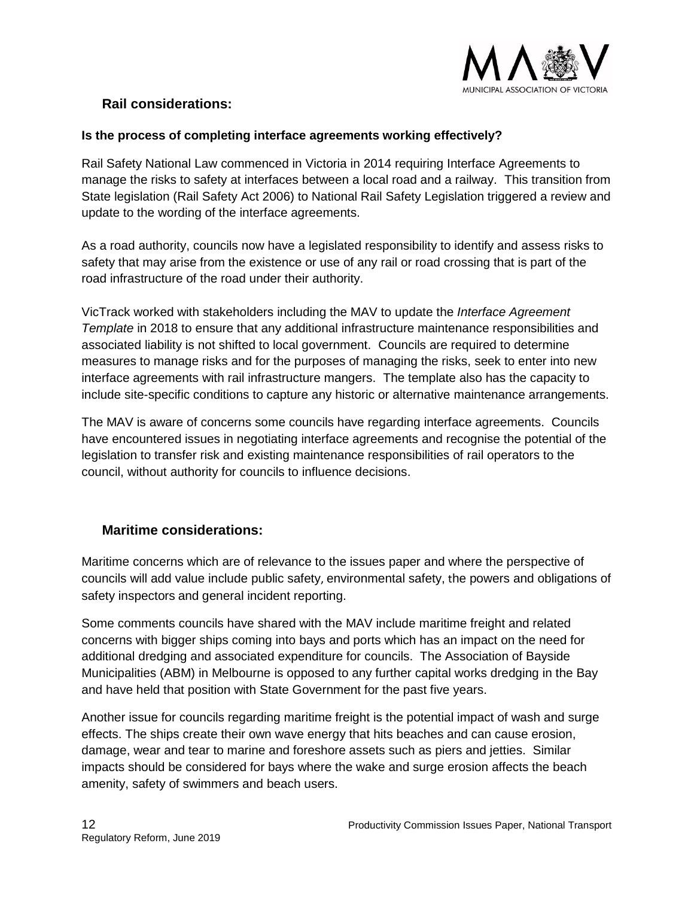## Rail considerations:

**Is the process of completing interface agreements working effectively?**

Rail Safety National Law commenced in Victoria in 2014 requiring Interface Agreements to manage the risks to safety at interfaces between a local road and a railway. This transition from State legislation (Rail Safety Act 2006) to National Rail Safety Legislation triggered a review and update to the wording of the interface agreements.

As a road authority, councils now have a legislated responsibility to identify and assess risks to safety that may arise from the existence or use of any rail or road crossing that is part of the road infrastructure of the road under their authority.

VicTrack worked with stakeholders including the MAV to update the *Interface Agreement Template* in 2018 to ensure that any additional infrastructure maintenance responsibilities and associated liability is not shifted to local government. Councils are required to determine measures to manage risks and for the purposes of managing the risks, seek to enter into new interface agreements with rail infrastructure mangers. The template also has the capacity to include site-specific conditions to capture any historic or alternative maintenance arrangements.

The MAV is aware of concerns some councils have regarding interface agreements. Councils have encountered issues in negotiating interface agreements and recognise the potential of the legislation to transfer risk and existing maintenance responsibilities of rail operators to the council, without authority for councils to influence decisions.

## Maritime considerations:

Maritime concerns which are of relevance to the issues paper and where the perspective of councils will add value include public safety, environmental safety, the powers and obligations of safety inspectors and general incident reporting.

Some comments councils have shared with the MAV include maritime freight and related concerns with bigger ships coming into bays and ports which has an impact on the need for additional dredging and associated expenditure for councils. The Association of Bayside Municipalities (ABM) in Melbourne is opposed to any further capital works dredging in the Bay and have held that position with State Government for the past five years.

Another issue for councils regarding maritime freight is the potential impact of wash and surge effects. The ships create their own wave energy that hits beaches and can cause erosion, damage, wear and tear to marine and foreshore assets such as piers and jetties. Similar impacts should be considered for bays where the wake and surge erosion affects the beach amenity, safety of swimmers and beach users.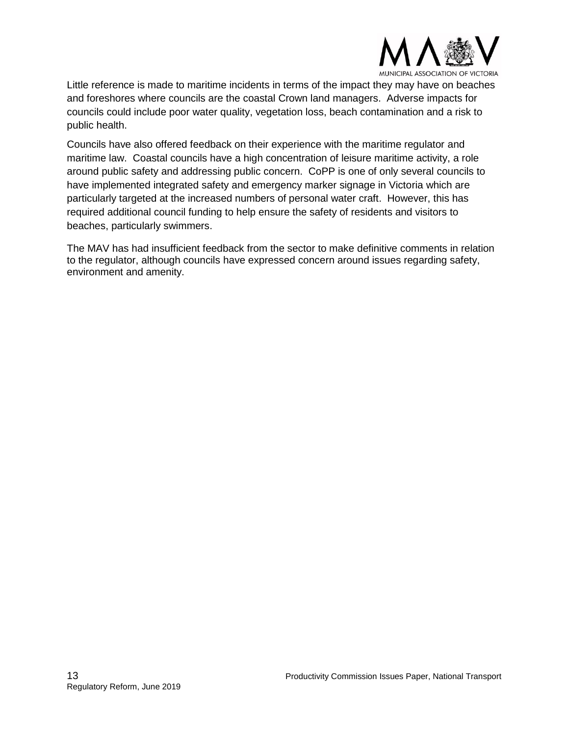Little reference is made to maritime incidents in terms of the impact they may have on beaches and foreshores where councils are the coastal Crown land managers. Adverse impacts for councils could include poor water quality, vegetation loss, beach contamination and a risk to public health.

Councils have also offered feedback on their experience with the maritime regulator and maritime law. Coastal councils have a high concentration of leisure maritime activity, a role around public safety and addressing public concern. CoPP is one of only several councils to have implemented integrated safety and emergency marker signage in Victoria which are particularly targeted at the increased numbers of personal water craft. However, this has required additional council funding to help ensure the safety of residents and visitors to beaches, particularly swimmers.

The MAV has had insufficient feedback from the sector to make definitive comments in relation to the regulator, although councils have expressed concern around issues regarding safety, environment and amenity.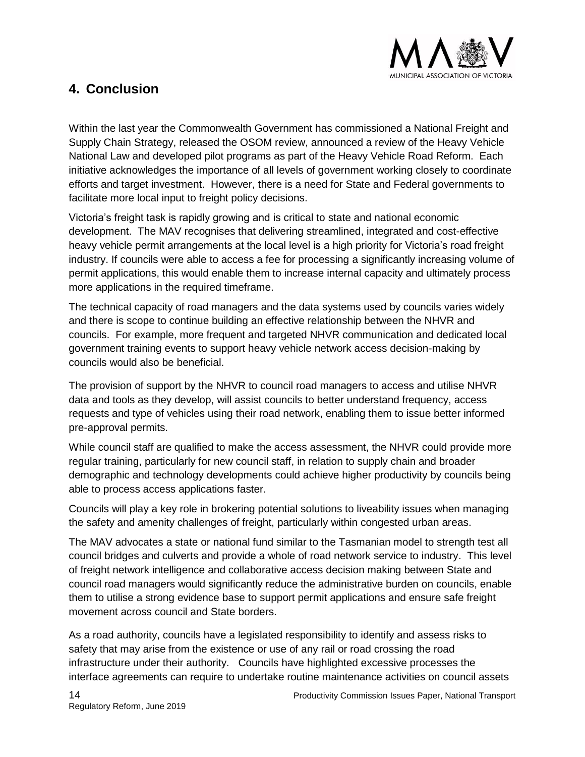## 4. Conclusion

Within the last year the Commonwealth Government has commissioned a National Freight and Supply Chain Strategy, released the OSOM review, announced a review of the Heavy Vehicle National Law and developed pilot programs as part of the Heavy Vehicle Road Reform. Each initiative acknowledges the importance of all levels of government working closely to coordinate efforts and target investment. However, there is a need for State and Federal governments to facilitate more local input to freight policy decisions.

Victoria's freight task is rapidly growing and is critical to state and national economic development. The MAV recognises that delivering streamlined, integrated and cost-effective heavy vehicle permit arrangements at the local level is a high priority for Victoria's road freight industry. If councils were able to access a fee for processing a significantly increasing volume of permit applications, this would enable them to increase internal capacity and ultimately process more applications in the required timeframe.

The technical capacity of road managers and the data systems used by councils varies widely and there is scope to continue building an effective relationship between the NHVR and councils. For example, more frequent and targeted NHVR communication and dedicated local government training events to support heavy vehicle network access decision-making by councils would also be beneficial.

The provision of support by the NHVR to council road managers to access and utilise NHVR data and tools as they develop, will assist councils to better understand frequency, access requests and type of vehicles using their road network, enabling them to issue better informed pre-approval permits.

While council staff are qualified to make the access assessment, the NHVR could provide more regular training, particularly for new council staff, in relation to supply chain and broader demographic and technology developments could achieve higher productivity by councils being able to process access applications faster.

Councils will play a key role in brokering potential solutions to liveability issues when managing the safety and amenity challenges of freight, particularly within congested urban areas.

The MAV advocates a state or national fund similar to the Tasmanian model to strength test all council bridges and culverts and provide a whole of road network service to industry. This level of freight network intelligence and collaborative access decision making between State and council road managers would significantly reduce the administrative burden on councils, enable them to utilise a strong evidence base to support permit applications and ensure safe freight movement across council and State borders.

As a road authority, councils have a legislated responsibility to identify and assess risks to safety that may arise from the existence or use of any rail or road crossing the road infrastructure under their authority. Councils have highlighted excessive processes the interface agreements can require to undertake routine maintenance activities on council assets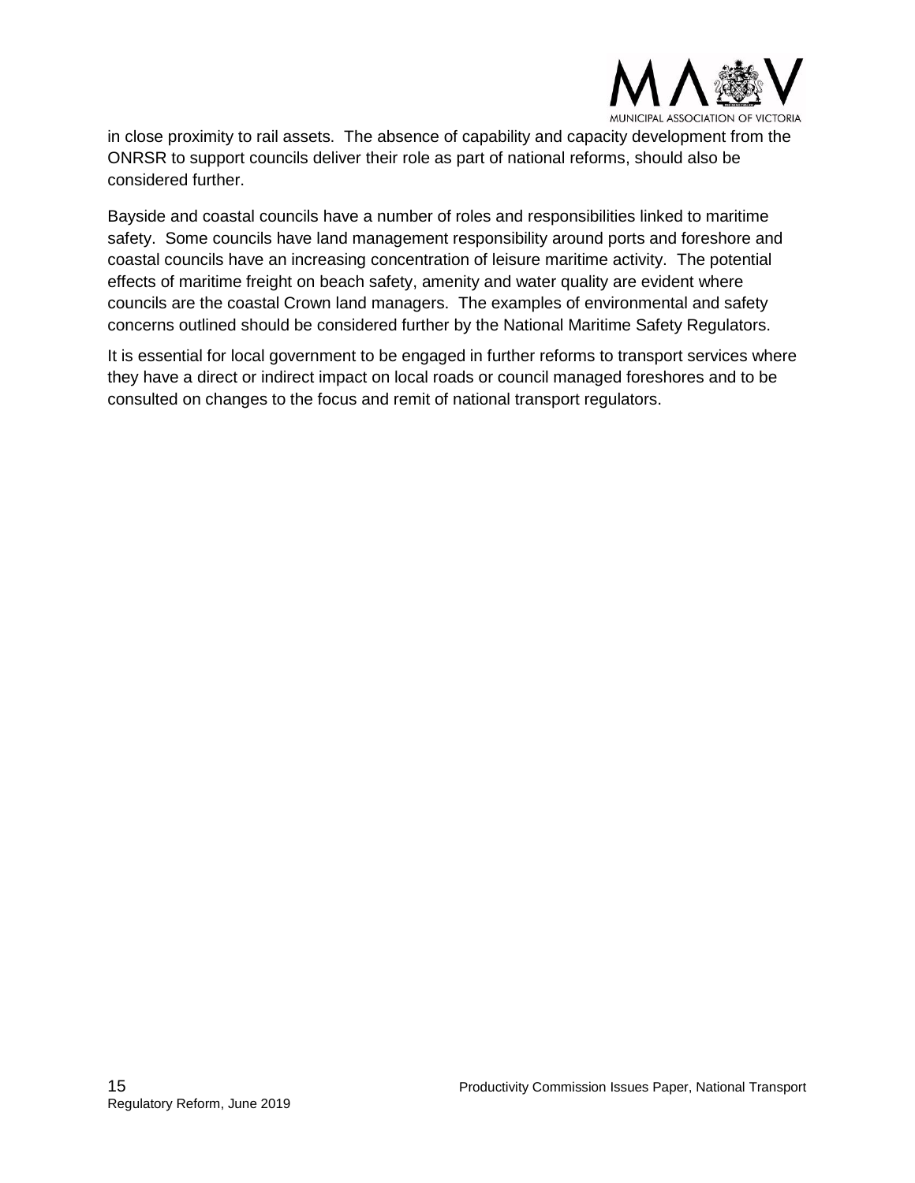in close proximity to rail assets. The absence of capability and capacity development from the ONRSR to support councils deliver their role as part of national reforms, should also be considered further.

Bayside and coastal councils have a number of roles and responsibilities linked to maritime safety. Some councils have land management responsibility around ports and foreshore and coastal councils have an increasing concentration of leisure maritime activity. The potential effects of maritime freight on beach safety, amenity and water quality are evident where councils are the coastal Crown land managers. The examples of environmental and safety concerns outlined should be considered further by the National Maritime Safety Regulators.

It is essential for local government to be engaged in further reforms to transport services where they have a direct or indirect impact on local roads or council managed foreshores and to be consulted on changes to the focus and remit of national transport regulators.